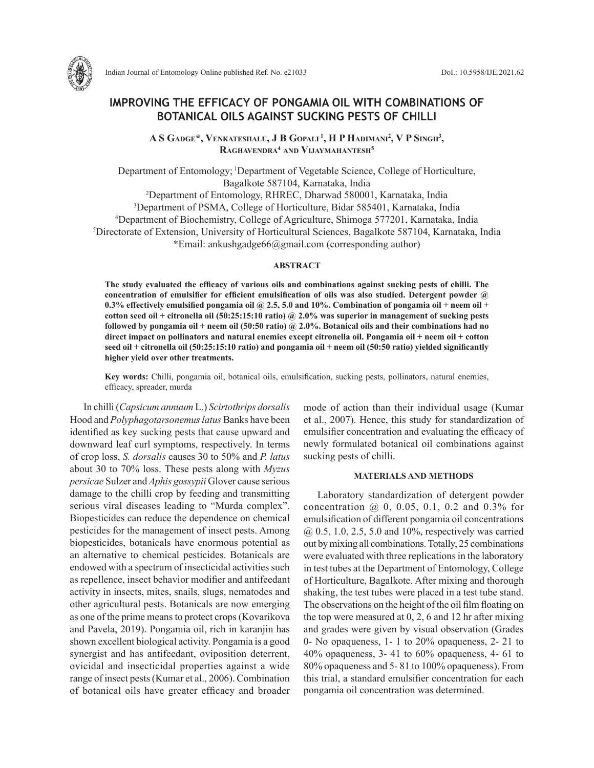# IMPROVING THE EFFICACY OF PONGAMIA OIL WITH COMBINATIONS OF BOTANICAL OILS AGAINST SUCKING PESTS OF CHILLI

**A S Gadge\*, Venkateshalu, J B Gopali [1], H P Hadimani[2], V P Singh[3], Raghavendra[4] and Vijaymahantesh[5]**

Department of Entomology; [1]Department of Vegetable Science, College of Horticulture, Bagalkote 587104, Karnataka, India
[2]Department of Entomology, RHREC, Dharwad 580001, Karnataka, India
[3]Department of PSMA, College of Horticulture, Bidar 585401, Karnataka, India
[4]Department of Biochemistry, College of Agriculture, Shimoga 577201, Karnataka, India
[5]Directorate of Extension, University of Horticultural Sciences, Bagalkote 587104, Karnataka, India
\*Email: ankushgadge66@gmail.com (corresponding author)

## ABSTRACT

**The study evaluated the efficacy of various oils and combinations against sucking pests of chilli. The concentration of emulsifier for efficient emulsification of oils was also studied. Detergent powder @ 0.3% effectively emulsified pongamia oil @ 2.5, 5.0 and 10%. Combination of pongamia oil + neem oil + cotton seed oil + citronella oil (50:25:15:10 ratio) @ 2.0% was superior in management of sucking pests followed by pongamia oil + neem oil (50:50 ratio) @ 2.0%. Botanical oils and their combinations had no direct impact on pollinators and natural enemies except citronella oil. Pongamia oil + neem oil + cotton seed oil + citronella oil (50:25:15:10 ratio) and pongamia oil + neem oil (50:50 ratio) yielded significantly higher yield over other treatments.**

**Key words:** Chilli, pongamia oil, botanical oils, emulsification, sucking pests, pollinators, natural enemies, efficacy, spreader, murda

In chilli (*Capsicum annuum* L.) *Scirtothrips dorsalis* Hood and *Polyphagotarsonemus latus* Banks have been identified as key sucking pests that cause upward and downward leaf curl symptoms, respectively. In terms of crop loss, *S. dorsalis* causes 30 to 50% and *P. latus* about 30 to 70% loss. These pests along with *Myzus persicae* Sulzer and *Aphis gossypii* Glover cause serious damage to the chilli crop by feeding and transmitting serious viral diseases leading to "Murda complex". Biopesticides can reduce the dependence on chemical pesticides for the management of insect pests. Among biopesticides, botanicals have enormous potential as an alternative to chemical pesticides. Botanicals are endowed with a spectrum of insecticidal activities such as repellence, insect behavior modifier and antifeedant activity in insects, mites, snails, slugs, nematodes and other agricultural pests. Botanicals are now emerging as one of the prime means to protect crops (Kovarikova and Pavela, 2019). Pongamia oil, rich in karanjin has shown excellent biological activity. Pongamia is a good synergist and has antifeedant, oviposition deterrent, ovicidal and insecticidal properties against a wide range of insect pests (Kumar et al., 2006). Combination of botanical oils have greater efficacy and broader mode of action than their individual usage (Kumar et al., 2007). Hence, this study for standardization of emulsifier concentration and evaluating the efficacy of newly formulated botanical oil combinations against sucking pests of chilli.

## MATERIALS AND METHODS

Laboratory standardization of detergent powder concentration @ 0, 0.05, 0.1, 0.2 and 0.3% for emulsification of different pongamia oil concentrations @ 0.5, 1.0, 2.5, 5.0 and 10%, respectively was carried out by mixing all combinations. Totally, 25 combinations were evaluated with three replications in the laboratory in test tubes at the Department of Entomology, College of Horticulture, Bagalkote. After mixing and thorough shaking, the test tubes were placed in a test tube stand. The observations on the height of the oil film floating on the top were measured at 0, 2, 6 and 12 hr after mixing and grades were given by visual observation (Grades 0- No opaqueness, 1- 1 to 20% opaqueness, 2- 21 to 40% opaqueness, 3- 41 to 60% opaqueness, 4- 61 to 80% opaqueness and 5- 81 to 100% opaqueness). From this trial, a standard emulsifier concentration for each pongamia oil concentration was determined.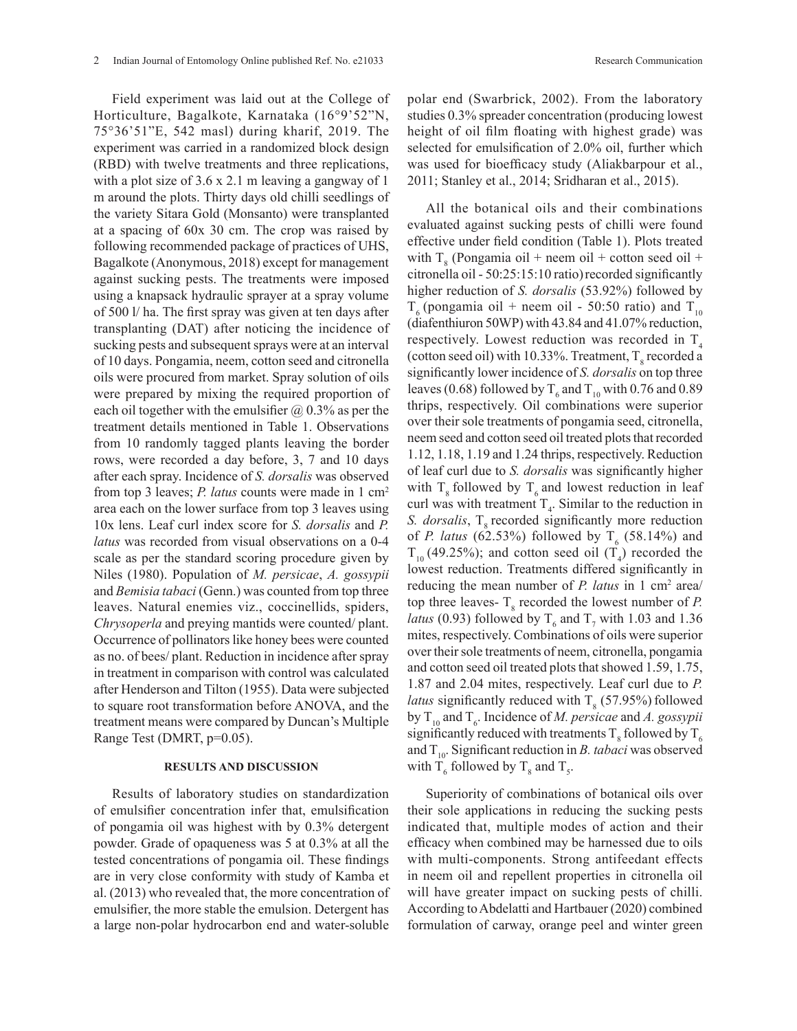Field experiment was laid out at the College of Horticulture, Bagalkote, Karnataka (16°9'52"N, 75°36'51"E, 542 masl) during kharif, 2019. The experiment was carried in a randomized block design (RBD) with twelve treatments and three replications, with a plot size of 3.6 x 2.1 m leaving a gangway of 1 m around the plots. Thirty days old chilli seedlings of the variety Sitara Gold (Monsanto) were transplanted at a spacing of 60x 30 cm. The crop was raised by following recommended package of practices of UHS, Bagalkote (Anonymous, 2018) except for management against sucking pests. The treatments were imposed using a knapsack hydraulic sprayer at a spray volume of 500 l/ ha. The first spray was given at ten days after transplanting (DAT) after noticing the incidence of sucking pests and subsequent sprays were at an interval of 10 days. Pongamia, neem, cotton seed and citronella oils were procured from market. Spray solution of oils were prepared by mixing the required proportion of each oil together with the emulsifier @ 0.3% as per the treatment details mentioned in Table 1. Observations from 10 randomly tagged plants leaving the border rows, were recorded a day before, 3, 7 and 10 days after each spray. Incidence of *S. dorsalis* was observed from top 3 leaves; *P. latus* counts were made in 1 $cm^2$ area each on the lower surface from top 3 leaves using 10x lens. Leaf curl index score for *S. dorsalis* and *P. latus* was recorded from visual observations on a 0-4 scale as per the standard scoring procedure given by Niles (1980). Population of *M. persicae*, *A. gossypii* and *Bemisia tabaci* (Genn.) was counted from top three leaves. Natural enemies viz., coccinellids, spiders, *Chrysoperla* and preying mantids were counted/ plant. Occurrence of pollinators like honey bees were counted as no. of bees/ plant. Reduction in incidence after spray in treatment in comparison with control was calculated after Henderson and Tilton (1955). Data were subjected to square root transformation before ANOVA, and the treatment means were compared by Duncan's Multiple Range Test (DMRT, p=0.05).

## RESULTS AND DISCUSSION

Results of laboratory studies on standardization of emulsifier concentration infer that, emulsification of pongamia oil was highest with by 0.3% detergent powder. Grade of opaqueness was 5 at 0.3% at all the tested concentrations of pongamia oil. These findings are in very close conformity with study of Kamba et al. (2013) who revealed that, the more concentration of emulsifier, the more stable the emulsion. Detergent has a large non-polar hydrocarbon end and water-soluble polar end (Swarbrick, 2002). From the laboratory studies 0.3% spreader concentration (producing lowest height of oil film floating with highest grade) was selected for emulsification of 2.0% oil, further which was used for bioefficacy study (Aliakbarpour et al., 2011; Stanley et al., 2014; Sridharan et al., 2015).

All the botanical oils and their combinations evaluated against sucking pests of chilli were found effective under field condition (Table 1). Plots treated with $T_8$ (Pongamia oil + neem oil + cotton seed oil + citronella oil - 50:25:15:10 ratio) recorded significantly higher reduction of *S. dorsalis* (53.92%) followed by $T_6$ (pongamia oil + neem oil - 50:50 ratio) and $T_{10}$ (diafenthiuron 50WP) with 43.84 and 41.07% reduction, respectively. Lowest reduction was recorded in $T_4$ (cotton seed oil) with 10.33%. Treatment, $T_8$ recorded a significantly lower incidence of *S. dorsalis* on top three leaves (0.68) followed by $T_6$ and $T_{10}$ with 0.76 and 0.89 thrips, respectively. Oil combinations were superior over their sole treatments of pongamia seed, citronella, neem seed and cotton seed oil treated plots that recorded 1.12, 1.18, 1.19 and 1.24 thrips, respectively. Reduction of leaf curl due to *S. dorsalis* was significantly higher with $T_8$ followed by $T_6$ and lowest reduction in leaf curl was with treatment $T_4$. Similar to the reduction in *S. dorsalis*, $T_8$ recorded significantly more reduction of *P. latus* (62.53%) followed by $T_6$ (58.14%) and $T_{10}$ (49.25%); and cotton seed oil ($T_4$) recorded the lowest reduction. Treatments differed significantly in reducing the mean number of *P. latus* in 1 $cm^2$ area/ top three leaves- $T_8$ recorded the lowest number of *P. latus* (0.93) followed by $T_6$ and $T_7$ with 1.03 and 1.36 mites, respectively. Combinations of oils were superior over their sole treatments of neem, citronella, pongamia and cotton seed oil treated plots that showed 1.59, 1.75, 1.87 and 2.04 mites, respectively. Leaf curl due to *P. latus* significantly reduced with $T_8$ (57.95%) followed by $T_{10}$ and $T_6$. Incidence of *M. persicae* and *A. gossypii* significantly reduced with treatments $T_8$ followed by $T_6$ and $T_{10}$. Significant reduction in *B. tabaci* was observed with $T_6$ followed by $T_8$ and $T_5$.

Superiority of combinations of botanical oils over their sole applications in reducing the sucking pests indicated that, multiple modes of action and their efficacy when combined may be harnessed due to oils with multi-components. Strong antifeedant effects in neem oil and repellent properties in citronella oil will have greater impact on sucking pests of chilli. According to Abdelatti and Hartbauer (2020) combined formulation of carway, orange peel and winter green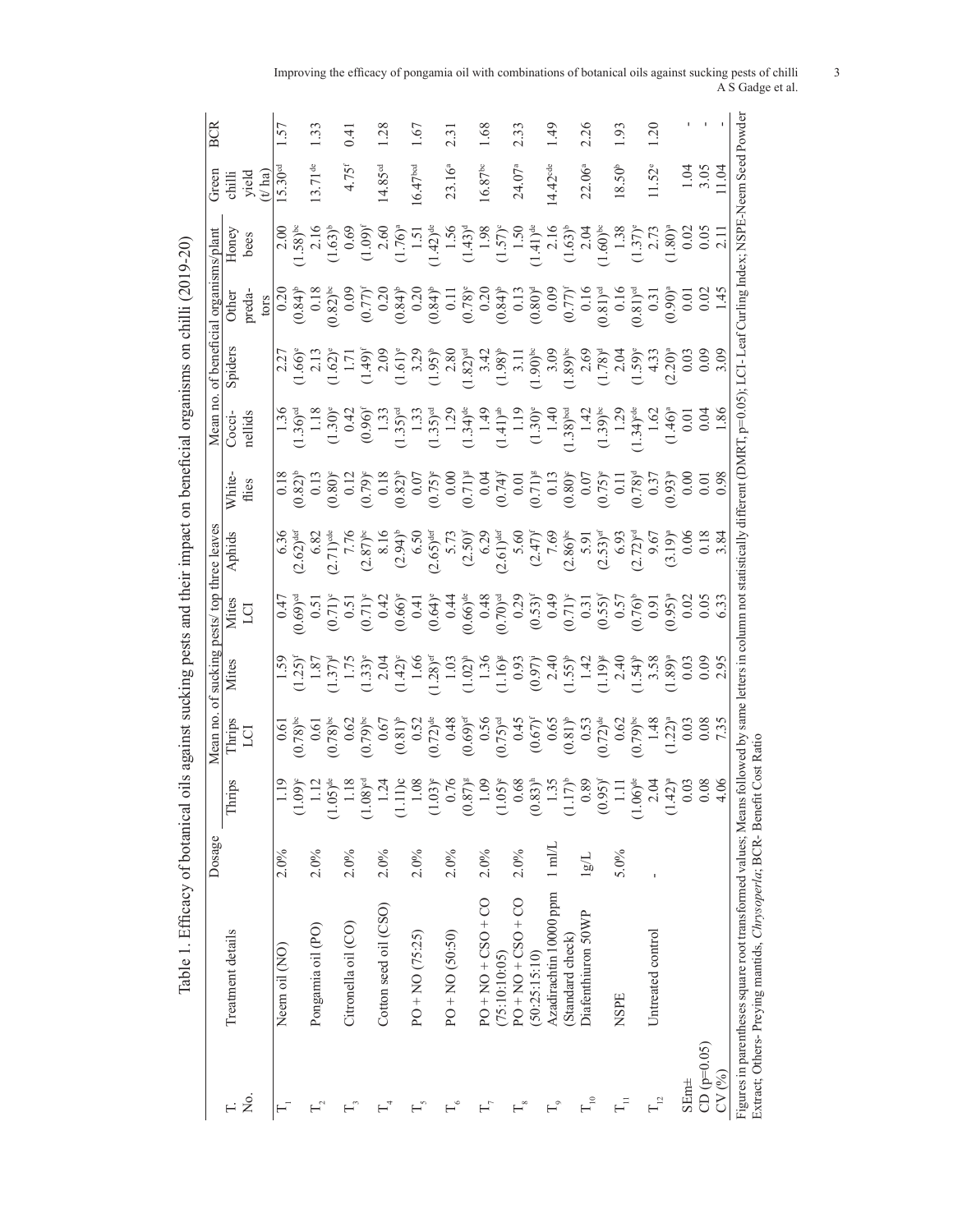Table 1. Efficacy of botanical oils against sucking pests and their impact on beneficial organisms on chilli (2019-20)

| T. No. | Treatment details | Dosage | Mean no. of sucking pests/ top three leaves | | | | | | Mean no. of beneficial organisms/plant | | | | Green chilli yield (t/ ha) | BCR |
|---|---|---|---|---|---|---|---|---|---|---|---|---|---|---|
| | | | Thrips | Thrips LCI | Mites | Mites LCI | Aphids | White-flies | Cocci-nellids | Spiders | Other preda-tors | Honey bees | | |
| T1 | Neem oil (NO) | 2.0% | 1.19 (1.09)c | 0.61 (0.78)bc | 1.59 (1.25)f | 0.47 (0.69)cd | 6.36 (2.62)def | 0.18 (0.82)b | 1.36 (1.36)cd | 2.27 (1.66)e | 0.20 (0.84)b | 2.00 (1.58)bc | 15.30cd | 1.57 |
| T2 | Pongamia oil (PO) | 2.0% | 1.12 (1.05)de | 0.61 (0.78)bc | 1.87 (1.37)d | 0.51 (0.71)c | 6.82 (2.71)cde | 0.13 (0.80)c | 1.18 (1.30)e | 2.13 (1.62)e | 0.18 (0.82)bc | 2.16 (1.63)b | 13.71de | 1.33 |
| T3 | Citronella oil (CO) | 2.0% | 1.18 (1.08)cd | 0.62 (0.79)bc | 1.75 (1.33)e | 0.51 (0.71)c | 7.76 (2.87)bc | 0.12 (0.79)c | 0.42 (0.96)f | 1.71 (1.49)f | 0.09 (0.77)f | 0.69 (1.09)f | 4.75f | 0.41 |
| T4 | Cotton seed oil (CSO) | 2.0% | 1.24 (1.11)c | 0.67 (0.81)b | 2.04 (1.42)c | 0.42 (0.66)e | 8.16 (2.94)b | 0.18 (0.82)b | 1.33 (1.35)cd | 2.09 (1.61)e | 0.20 (0.84)b | 2.60 (1.76)a | 14.85cd | 1.28 |
| T5 | PO + NO (75:25) | 2.0% | 1.08 (1.03)e | 0.52 (0.72)de | 1.66 (1.28)ef | 0.41 (0.64)e | 6.50 (2.65)def | 0.07 (0.75)e | 1.33 (1.35)cd | 3.29 (1.95)b | 0.20 (0.84)b | 1.51 (1.42)de | 16.47bcd | 1.67 |
| T6 | PO + NO (50:50) | 2.0% | 0.76 (0.87)g | 0.48 (0.69)ef | 1.03 (1.02)h | 0.44 (0.66)de | 5.73 (2.50)f | 0.00 (0.71)g | 1.29 (1.34)de | 2.80 (1.82)cd | 0.11 (0.78)e | 1.56 (1.43)d | 23.16a | 2.31 |
| T7 | PO + NO + CSO + CO (75:10:10:05) | 2.0% | 1.09 (1.05)e | 0.56 (0.75)cd | 1.36 (1.16)g | 0.48 (0.70)cd | 6.29 (2.61)def | 0.04 (0.74)f | 1.49 (1.41)ab | 3.42 (1.98)b | 0.20 (0.84)b | 1.98 (1.57)c | 16.87bc | 1.68 |
| T8 | PO + NO + CSO + CO (50:25:15:10) | 2.0% | 0.68 (0.83)h | 0.45 (0.67)f | 0.93 (0.97)i | 0.29 (0.53)f | 5.60 (2.47)f | 0.01 (0.71)g | 1.19 (1.30)e | 3.11 (1.90)bc | 0.13 (0.80)d | 1.50 (1.41)de | 24.07a | 2.33 |
| T9 | Azadirachtin 10000 ppm (Standard check) | 1 ml/L | 1.35 (1.17)b | 0.65 (0.81)b | 2.40 (1.55)b | 0.49 (0.71)c | 7.69 (2.86)bc | 0.13 (0.80)c | 1.40 (1.38)bcd | 3.09 (1.89)bc | 0.09 (0.77)f | 2.16 (1.63)b | 14.42cde | 1.49 |
| T10 | Diafenthiuron 50WP | 1g/L | 0.89 (0.95)f | 0.53 (0.72)de | 1.42 (1.19)g | 0.31 (0.55)f | 5.91 (2.53)ef | 0.07 (0.75)e | 1.42 (1.39)bc | 2.69 (1.78)d | 0.16 (0.81)cd | 2.04 (1.60)bc | 22.06a | 2.26 |
| T11 | NSPE | 5.0% | 1.11 (1.06)de | 0.62 (0.79)bc | 2.40 (1.54)b | 0.57 (0.76)b | 6.93 (2.72)cd | 0.11 (0.78)d | 1.29 (1.34)cde | 2.04 (1.59)e | 0.16 (0.81)cd | 1.38 (1.37)e | 18.50b | 1.93 |
| T12 | Untreated control | - | 2.04 (1.42)a | 1.48 (1.22)a | 3.58 (1.89)a | 0.91 (0.95)a | 9.67 (3.19)a | 0.37 (0.93)a | 1.62 (1.46)a | 4.33 (2.20)a | 0.31 (0.90)a | 2.73 (1.80)a | 11.52e | 1.20 |
| SEm± | | | 0.03 | 0.03 | 0.03 | 0.02 | 0.06 | 0.00 | 0.01 | 0.03 | 0.01 | 0.02 | 1.04 | - |
| CD (p=0.05) | | | 0.08 | 0.08 | 0.09 | 0.05 | 0.18 | 0.01 | 0.04 | 0.09 | 0.02 | 0.05 | 3.05 | - |
| CV (%) | | | 4.06 | 7.35 | 2.95 | 6.33 | 3.84 | 0.98 | 1.86 | 3.09 | 1.45 | 2.11 | 11.04 | - |

Figures in parentheses square root transformed values; Means followed by same letters in column not statistically different (DMRT, p=0.05); LCI- Leaf Curling Index; NSPE-Neem Seed Powder Extract; Others- Preying mantids, *Chrysoperla*; BCR- Benefit Cost Ratio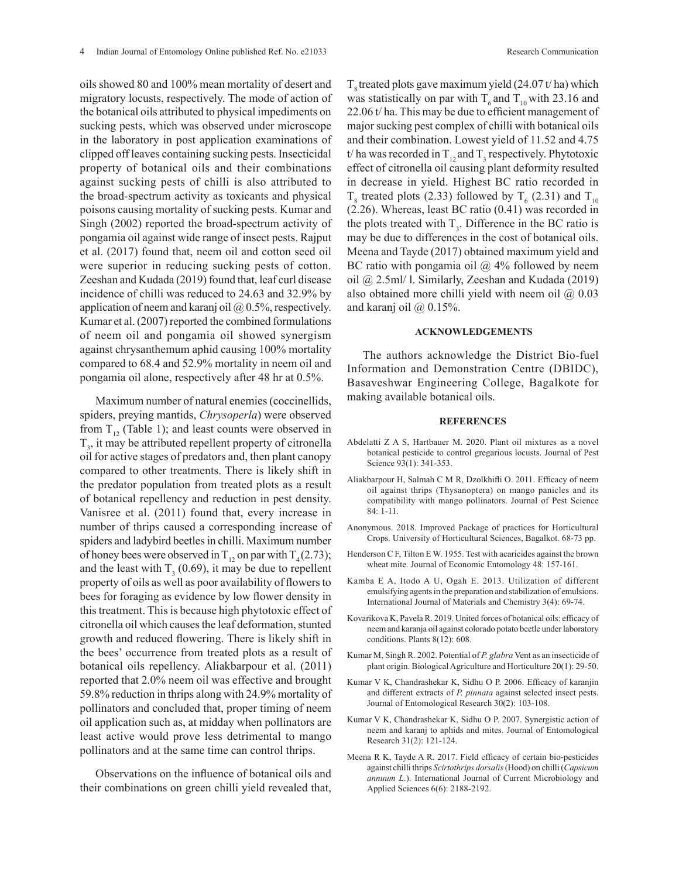oils showed 80 and 100% mean mortality of desert and migratory locusts, respectively. The mode of action of the botanical oils attributed to physical impediments on sucking pests, which was observed under microscope in the laboratory in post application examinations of clipped off leaves containing sucking pests. Insecticidal property of botanical oils and their combinations against sucking pests of chilli is also attributed to the broad-spectrum activity as toxicants and physical poisons causing mortality of sucking pests. Kumar and Singh (2002) reported the broad-spectrum activity of pongamia oil against wide range of insect pests. Rajput et al. (2017) found that, neem oil and cotton seed oil were superior in reducing sucking pests of cotton. Zeeshan and Kudada (2019) found that, leaf curl disease incidence of chilli was reduced to 24.63 and 32.9% by application of neem and karanj oil @ 0.5%, respectively. Kumar et al. (2007) reported the combined formulations of neem oil and pongamia oil showed synergism against chrysanthemum aphid causing 100% mortality compared to 68.4 and 52.9% mortality in neem oil and pongamia oil alone, respectively after 48 hr at 0.5%.

Maximum number of natural enemies (coccinellids, spiders, preying mantids, *Chrysoperla*) were observed from $T_{12}$ (Table 1); and least counts were observed in $T_3$, it may be attributed repellent property of citronella oil for active stages of predators and, then plant canopy compared to other treatments. There is likely shift in the predator population from treated plots as a result of botanical repellency and reduction in pest density. Vanisree et al. (2011) found that, every increase in number of thrips caused a corresponding increase of spiders and ladybird beetles in chilli. Maximum number of honey bees were observed in $T_{12}$ on par with $T_4$ (2.73); and the least with $T_3$ (0.69), it may be due to repellent property of oils as well as poor availability of flowers to bees for foraging as evidence by low flower density in this treatment. This is because high phytotoxic effect of citronella oil which causes the leaf deformation, stunted growth and reduced flowering. There is likely shift in the bees' occurrence from treated plots as a result of botanical oils repellency. Aliakbarpour et al. (2011) reported that 2.0% neem oil was effective and brought 59.8% reduction in thrips along with 24.9% mortality of pollinators and concluded that, proper timing of neem oil application such as, at midday when pollinators are least active would prove less detrimental to mango pollinators and at the same time can control thrips.

Observations on the influence of botanical oils and their combinations on green chilli yield revealed that, $T_8$ treated plots gave maximum yield (24.07 t/ ha) which was statistically on par with $T_6$ and $T_{10}$ with 23.16 and 22.06 t/ ha. This may be due to efficient management of major sucking pest complex of chilli with botanical oils and their combination. Lowest yield of 11.52 and 4.75 t/ ha was recorded in $T_{12}$ and $T_3$ respectively. Phytotoxic effect of citronella oil causing plant deformity resulted in decrease in yield. Highest BC ratio recorded in $T_8$ treated plots (2.33) followed by $T_6$ (2.31) and $T_{10}$ (2.26). Whereas, least BC ratio (0.41) was recorded in the plots treated with $T_3$. Difference in the BC ratio is may be due to differences in the cost of botanical oils. Meena and Tayde (2017) obtained maximum yield and BC ratio with pongamia oil @ 4% followed by neem oil @ 2.5ml/ l. Similarly, Zeeshan and Kudada (2019) also obtained more chilli yield with neem oil @ 0.03 and karanj oil @ 0.15%.

## ACKNOWLEDGEMENTS

The authors acknowledge the District Bio-fuel Information and Demonstration Centre (DBIDC), Basaveshwar Engineering College, Bagalkote for making available botanical oils.

## REFERENCES

Abdelatti Z A S, Hartbauer M. 2020. Plant oil mixtures as a novel botanical pesticide to control gregarious locusts. Journal of Pest Science 93(1): 341-353.

Aliakbarpour H, Salmah C M R, Dzolkhifli O. 2011. Efficacy of neem oil against thrips (Thysanoptera) on mango panicles and its compatibility with mango pollinators. Journal of Pest Science 84: 1-11.

Anonymous. 2018. Improved Package of practices for Horticultural Crops. University of Horticultural Sciences, Bagalkot. 68-73 pp.

Henderson C F, Tilton E W. 1955. Test with acaricides against the brown wheat mite. Journal of Economic Entomology 48: 157-161.

Kamba E A, Itodo A U, Ogah E. 2013. Utilization of different emulsifying agents in the preparation and stabilization of emulsions. International Journal of Materials and Chemistry 3(4): 69-74.

Kovarikova K, Pavela R. 2019. United forces of botanical oils: efficacy of neem and karanja oil against colorado potato beetle under laboratory conditions. Plants 8(12): 608.

Kumar M, Singh R. 2002. Potential of *P. glabra* Vent as an insecticide of plant origin. Biological Agriculture and Horticulture 20(1): 29-50.

Kumar V K, Chandrashekar K, Sidhu O P. 2006. Efficacy of karanjin and different extracts of *P. pinnata* against selected insect pests. Journal of Entomological Research 30(2): 103-108.

Kumar V K, Chandrashekar K, Sidhu O P. 2007. Synergistic action of neem and karanj to aphids and mites. Journal of Entomological Research 31(2): 121-124.

Meena R K, Tayde A R. 2017. Field efficacy of certain bio-pesticides against chilli thrips *Scirtothrips dorsalis* (Hood) on chilli (*Capsicum annuum L.*). International Journal of Current Microbiology and Applied Sciences 6(6): 2188-2192.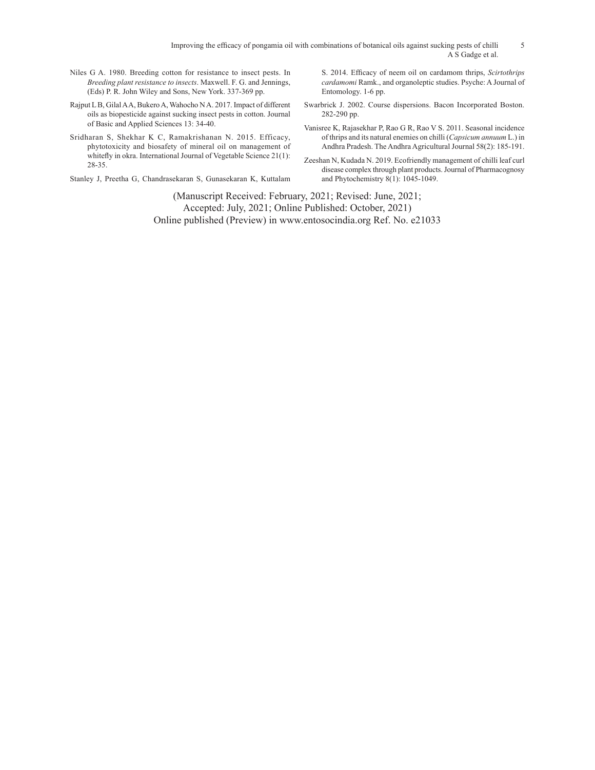Niles G A. 1980. Breeding cotton for resistance to insect pests. In *Breeding plant resistance to insects*. Maxwell. F. G. and Jennings, (Eds) P. R. John Wiley and Sons, New York. 337-369 pp.

Rajput L B, Gilal A A, Bukero A, Wahocho N A. 2017. Impact of different oils as biopesticide against sucking insect pests in cotton. Journal of Basic and Applied Sciences 13: 34-40.

Sridharan S, Shekhar K C, Ramakrishanan N. 2015. Efficacy, phytotoxicity and biosafety of mineral oil on management of whitefly in okra. International Journal of Vegetable Science 21(1): 28-35.

Stanley J, Preetha G, Chandrasekaran S, Gunasekaran K, Kuttalam S. 2014. Efficacy of neem oil on cardamom thrips, *Scirtothrips cardamomi* Ramk., and organoleptic studies. Psyche: A Journal of Entomology. 1-6 pp.

Swarbrick J. 2002. Course dispersions. Bacon Incorporated Boston. 282-290 pp.

Vanisree K, Rajasekhar P, Rao G R, Rao V S. 2011. Seasonal incidence of thrips and its natural enemies on chilli (*Capsicum annuum* L.) in Andhra Pradesh. The Andhra Agricultural Journal 58(2): 185-191.

Zeeshan N, Kudada N. 2019. Ecofriendly management of chilli leaf curl disease complex through plant products. Journal of Pharmacognosy and Phytochemistry 8(1): 1045-1049.

(Manuscript Received: February, 2021; Revised: June, 2021; Accepted: July, 2021; Online Published: October, 2021)
Online published (Preview) in www.entosocindia.org Ref. No. e21033